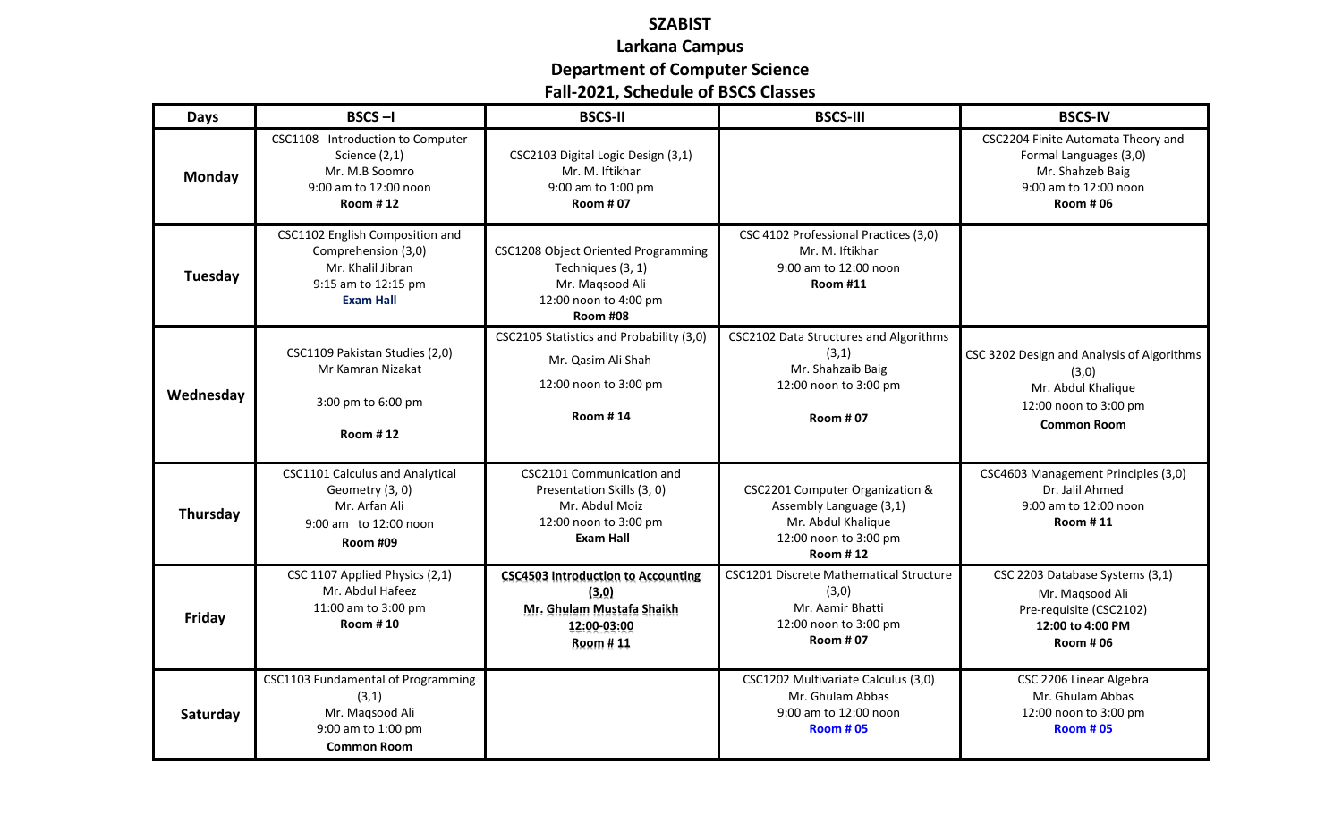# SZABIST

## Larkana Campus

## Department of Computer Science

## Fall-2021, Schedule of BSCS Classes

| Days | BSCS –I | BSCS-II | BSCS-III | BSCS-IV |
|---|---|---|---|---|
| **Monday** | CSC1108 Introduction to Computer Science (2,1)<br>Mr. M.B Soomro<br>9:00 am to 12:00 noon<br>**Room # 12** | CSC2103 Digital Logic Design (3,1)<br>Mr. M. Iftikhar<br>9:00 am to 1:00 pm<br>**Room # 07** | | CSC2204 Finite Automata Theory and Formal Languages (3,0)<br>Mr. Shahzeb Baig<br>9:00 am to 12:00 noon<br>**Room # 06** |
| **Tuesday** | CSC1102 English Composition and Comprehension (3,0)<br>Mr. Khalil Jibran<br>9:15 am to 12:15 pm<br>**Exam Hall** | CSC1208 Object Oriented Programming Techniques (3, 1)<br>Mr. Maqsood Ali<br>12:00 noon to 4:00 pm<br>**Room #08** | CSC 4102 Professional Practices (3,0)<br>Mr. M. Iftikhar<br>9:00 am to 12:00 noon<br>**Room #11** | |
| **Wednesday** | CSC1109 Pakistan Studies (2,0)<br>Mr Kamran Nizakat<br>3:00 pm to 6:00 pm<br>**Room # 12** | CSC2105 Statistics and Probability (3,0)<br>Mr. Qasim Ali Shah<br>12:00 noon to 3:00 pm<br>**Room # 14** | CSC2102 Data Structures and Algorithms (3,1)<br>Mr. Shahzaib Baig<br>12:00 noon to 3:00 pm<br>**Room # 07** | CSC 3202 Design and Analysis of Algorithms (3,0)<br>Mr. Abdul Khalique<br>12:00 noon to 3:00 pm<br>**Common Room** |
| **Thursday** | CSC1101 Calculus and Analytical Geometry (3, 0)<br>Mr. Arfan Ali<br>9:00 am to 12:00 noon<br>**Room #09** | CSC2101 Communication and Presentation Skills (3, 0)<br>Mr. Abdul Moiz<br>12:00 noon to 3:00 pm<br>**Exam Hall** | CSC2201 Computer Organization & Assembly Language (3,1)<br>Mr. Abdul Khalique<br>12:00 noon to 3:00 pm<br>**Room # 12** | CSC4603 Management Principles (3,0)<br>Dr. Jalil Ahmed<br>9:00 am to 12:00 noon<br>**Room # 11** |
| **Friday** | CSC 1107 Applied Physics (2,1)<br>Mr. Abdul Hafeez<br>11:00 am to 3:00 pm<br>**Room # 10** | **CSC4503 Introduction to Accounting (3,0)**<br>**Mr. Ghulam Mustafa Shaikh**<br>**12:00-03:00**<br>**Room # 11** | CSC1201 Discrete Mathematical Structure (3,0)<br>Mr. Aamir Bhatti<br>12:00 noon to 3:00 pm<br>**Room # 07** | CSC 2203 Database Systems (3,1)<br>Mr. Maqsood Ali<br>Pre-requisite (CSC2102)<br>**12:00 to 4:00 PM**<br>**Room # 06** |
| **Saturday** | CSC1103 Fundamental of Programming (3,1)<br>Mr. Maqsood Ali<br>9:00 am to 1:00 pm<br>**Common Room** | | CSC1202 Multivariate Calculus (3,0)<br>Mr. Ghulam Abbas<br>9:00 am to 12:00 noon<br>**Room # 05** | CSC 2206 Linear Algebra<br>Mr. Ghulam Abbas<br>12:00 noon to 3:00 pm<br>**Room # 05** |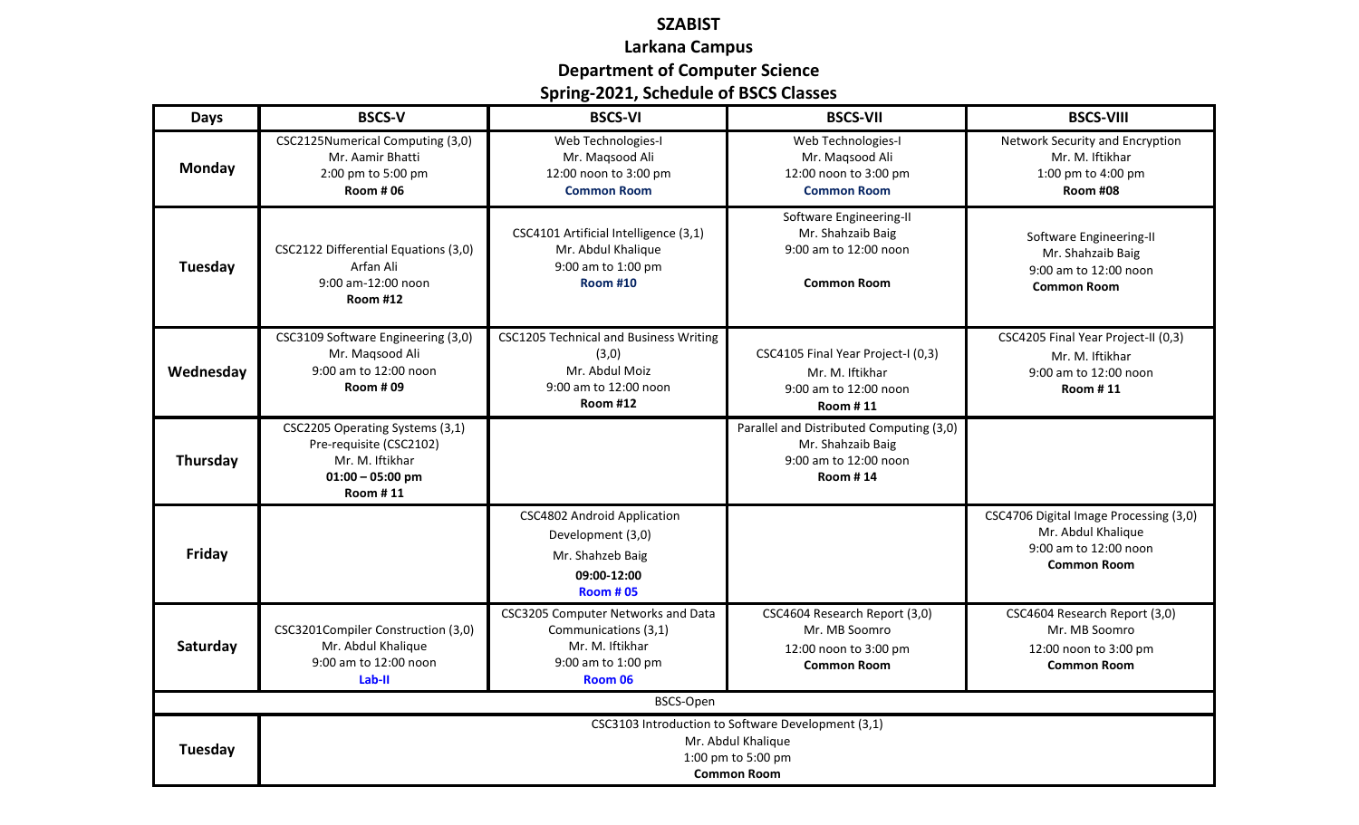# SZABIST
## Larkana Campus
## Department of Computer Science
## Spring-2021, Schedule of BSCS Classes

| Days | BSCS-V | BSCS-VI | BSCS-VII | BSCS-VIII |
|---|---|---|---|---|
| **Monday** | CSC2125Numerical Computing (3,0)<br>Mr. Aamir Bhatti<br>2:00 pm to 5:00 pm<br>**Room # 06** | Web Technologies-I<br>Mr. Maqsood Ali<br>12:00 noon to 3:00 pm<br>**Common Room** | Web Technologies-I<br>Mr. Maqsood Ali<br>12:00 noon to 3:00 pm<br>**Common Room** | Network Security and Encryption<br>Mr. M. Iftikhar<br>1:00 pm to 4:00 pm<br>**Room #08** |
| **Tuesday** | CSC2122 Differential Equations (3,0)<br>Arfan Ali<br>9:00 am-12:00 noon<br>**Room #12** | CSC4101 Artificial Intelligence (3,1)<br>Mr. Abdul Khalique<br>9:00 am to 1:00 pm<br>**Room #10** | Software Engineering-II<br>Mr. Shahzaib Baig<br>9:00 am to 12:00 noon<br>**Common Room** | Software Engineering-II<br>Mr. Shahzaib Baig<br>9:00 am to 12:00 noon<br>**Common Room** |
| **Wednesday** | CSC3109 Software Engineering (3,0)<br>Mr. Maqsood Ali<br>9:00 am to 12:00 noon<br>**Room # 09** | CSC1205 Technical and Business Writing (3,0)<br>Mr. Abdul Moiz<br>9:00 am to 12:00 noon<br>**Room #12** | CSC4105 Final Year Project-I (0,3)<br>Mr. M. Iftikhar<br>9:00 am to 12:00 noon<br>**Room # 11** | CSC4205 Final Year Project-II (0,3)<br>Mr. M. Iftikhar<br>9:00 am to 12:00 noon<br>**Room # 11** |
| **Thursday** | CSC2205 Operating Systems (3,1)<br>Pre-requisite (CSC2102)<br>Mr. M. Iftikhar<br>**01:00 – 05:00 pm**<br>**Room # 11** | | Parallel and Distributed Computing (3,0)<br>Mr. Shahzaib Baig<br>9:00 am to 12:00 noon<br>**Room # 14** | |
| **Friday** | | CSC4802 Android Application Development (3,0)<br>Mr. Shahzeb Baig<br>**09:00-12:00**<br>**Room # 05** | | CSC4706 Digital Image Processing (3,0)<br>Mr. Abdul Khalique<br>9:00 am to 12:00 noon<br>**Common Room** |
| **Saturday** | CSC3201Compiler Construction (3,0)<br>Mr. Abdul Khalique<br>9:00 am to 12:00 noon<br>**Lab-II** | CSC3205 Computer Networks and Data Communications (3,1)<br>Mr. M. Iftikhar<br>9:00 am to 1:00 pm<br>**Room 06** | CSC4604 Research Report (3,0)<br>Mr. MB Soomro<br>12:00 noon to 3:00 pm<br>**Common Room** | CSC4604 Research Report (3,0)<br>Mr. MB Soomro<br>12:00 noon to 3:00 pm<br>**Common Room** |

BSCS-Open

| Days | BSCS-Open |
|---|---|
| **Tuesday** | CSC3103 Introduction to Software Development (3,1)<br>Mr. Abdul Khalique<br>1:00 pm to 5:00 pm<br>**Common Room** |